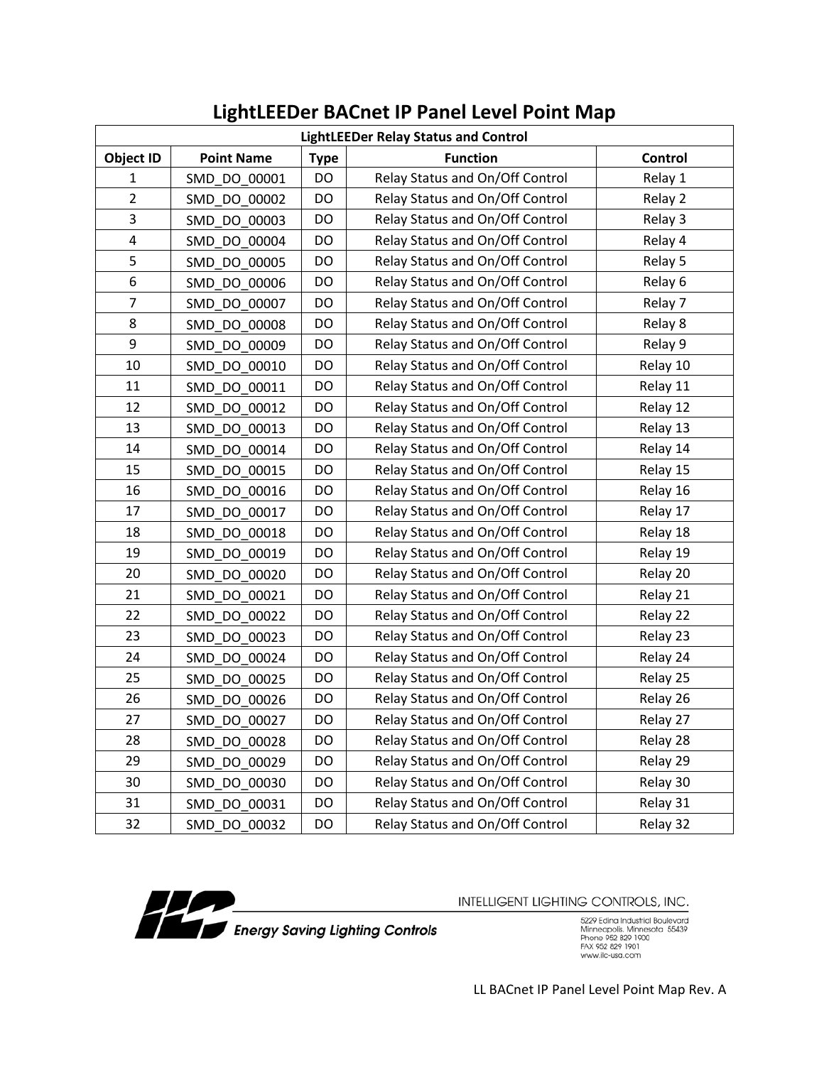# LightLEEDer BACnet IP Panel Level Point Map

| LightLEEDer Relay Status and Control | | | | |
|---|---|---|---|---|
| **Object ID** | **Point Name** | **Type** | **Function** | **Control** |
| 1 | SMD_DO_00001 | DO | Relay Status and On/Off Control | Relay 1 |
| 2 | SMD_DO_00002 | DO | Relay Status and On/Off Control | Relay 2 |
| 3 | SMD_DO_00003 | DO | Relay Status and On/Off Control | Relay 3 |
| 4 | SMD_DO_00004 | DO | Relay Status and On/Off Control | Relay 4 |
| 5 | SMD_DO_00005 | DO | Relay Status and On/Off Control | Relay 5 |
| 6 | SMD_DO_00006 | DO | Relay Status and On/Off Control | Relay 6 |
| 7 | SMD_DO_00007 | DO | Relay Status and On/Off Control | Relay 7 |
| 8 | SMD_DO_00008 | DO | Relay Status and On/Off Control | Relay 8 |
| 9 | SMD_DO_00009 | DO | Relay Status and On/Off Control | Relay 9 |
| 10 | SMD_DO_00010 | DO | Relay Status and On/Off Control | Relay 10 |
| 11 | SMD_DO_00011 | DO | Relay Status and On/Off Control | Relay 11 |
| 12 | SMD_DO_00012 | DO | Relay Status and On/Off Control | Relay 12 |
| 13 | SMD_DO_00013 | DO | Relay Status and On/Off Control | Relay 13 |
| 14 | SMD_DO_00014 | DO | Relay Status and On/Off Control | Relay 14 |
| 15 | SMD_DO_00015 | DO | Relay Status and On/Off Control | Relay 15 |
| 16 | SMD_DO_00016 | DO | Relay Status and On/Off Control | Relay 16 |
| 17 | SMD_DO_00017 | DO | Relay Status and On/Off Control | Relay 17 |
| 18 | SMD_DO_00018 | DO | Relay Status and On/Off Control | Relay 18 |
| 19 | SMD_DO_00019 | DO | Relay Status and On/Off Control | Relay 19 |
| 20 | SMD_DO_00020 | DO | Relay Status and On/Off Control | Relay 20 |
| 21 | SMD_DO_00021 | DO | Relay Status and On/Off Control | Relay 21 |
| 22 | SMD_DO_00022 | DO | Relay Status and On/Off Control | Relay 22 |
| 23 | SMD_DO_00023 | DO | Relay Status and On/Off Control | Relay 23 |
| 24 | SMD_DO_00024 | DO | Relay Status and On/Off Control | Relay 24 |
| 25 | SMD_DO_00025 | DO | Relay Status and On/Off Control | Relay 25 |
| 26 | SMD_DO_00026 | DO | Relay Status and On/Off Control | Relay 26 |
| 27 | SMD_DO_00027 | DO | Relay Status and On/Off Control | Relay 27 |
| 28 | SMD_DO_00028 | DO | Relay Status and On/Off Control | Relay 28 |
| 29 | SMD_DO_00029 | DO | Relay Status and On/Off Control | Relay 29 |
| 30 | SMD_DO_00030 | DO | Relay Status and On/Off Control | Relay 30 |
| 31 | SMD_DO_00031 | DO | Relay Status and On/Off Control | Relay 31 |
| 32 | SMD_DO_00032 | DO | Relay Status and On/Off Control | Relay 32 |

ILC *Energy Saving Lighting Controls*

INTELLIGENT LIGHTING CONTROLS, INC.

5229 Edina Industrial Boulevard
Minneapolis, Minnesota 55439
Phone 952 829 1900
FAX 952 829 1901
www.ilc-usa.com

LL BACnet IP Panel Level Point Map Rev. A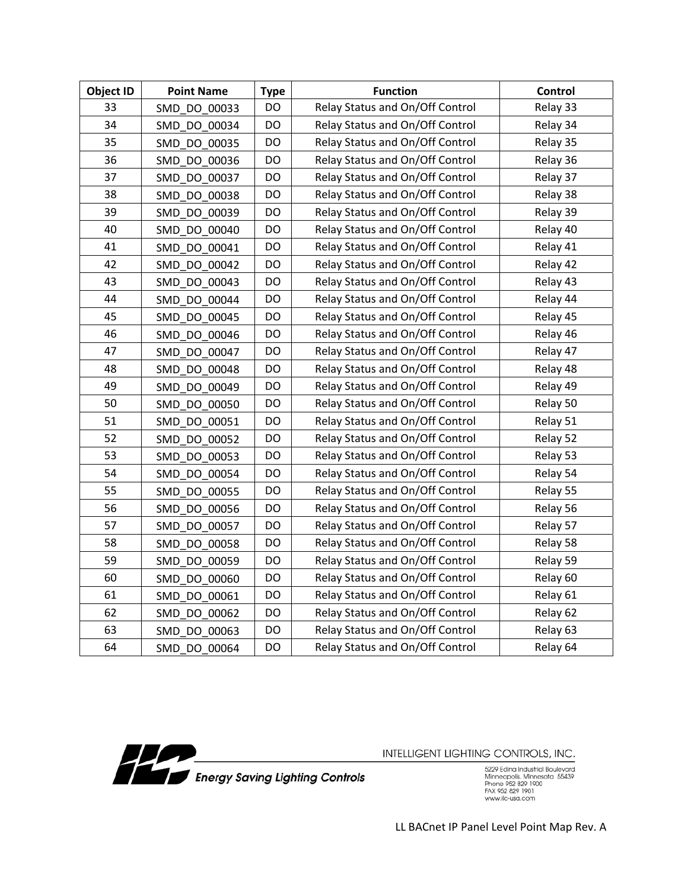| Object ID | Point Name | Type | Function | Control |
|---|---|---|---|---|
| 33 | SMD_DO_00033 | DO | Relay Status and On/Off Control | Relay 33 |
| 34 | SMD_DO_00034 | DO | Relay Status and On/Off Control | Relay 34 |
| 35 | SMD_DO_00035 | DO | Relay Status and On/Off Control | Relay 35 |
| 36 | SMD_DO_00036 | DO | Relay Status and On/Off Control | Relay 36 |
| 37 | SMD_DO_00037 | DO | Relay Status and On/Off Control | Relay 37 |
| 38 | SMD_DO_00038 | DO | Relay Status and On/Off Control | Relay 38 |
| 39 | SMD_DO_00039 | DO | Relay Status and On/Off Control | Relay 39 |
| 40 | SMD_DO_00040 | DO | Relay Status and On/Off Control | Relay 40 |
| 41 | SMD_DO_00041 | DO | Relay Status and On/Off Control | Relay 41 |
| 42 | SMD_DO_00042 | DO | Relay Status and On/Off Control | Relay 42 |
| 43 | SMD_DO_00043 | DO | Relay Status and On/Off Control | Relay 43 |
| 44 | SMD_DO_00044 | DO | Relay Status and On/Off Control | Relay 44 |
| 45 | SMD_DO_00045 | DO | Relay Status and On/Off Control | Relay 45 |
| 46 | SMD_DO_00046 | DO | Relay Status and On/Off Control | Relay 46 |
| 47 | SMD_DO_00047 | DO | Relay Status and On/Off Control | Relay 47 |
| 48 | SMD_DO_00048 | DO | Relay Status and On/Off Control | Relay 48 |
| 49 | SMD_DO_00049 | DO | Relay Status and On/Off Control | Relay 49 |
| 50 | SMD_DO_00050 | DO | Relay Status and On/Off Control | Relay 50 |
| 51 | SMD_DO_00051 | DO | Relay Status and On/Off Control | Relay 51 |
| 52 | SMD_DO_00052 | DO | Relay Status and On/Off Control | Relay 52 |
| 53 | SMD_DO_00053 | DO | Relay Status and On/Off Control | Relay 53 |
| 54 | SMD_DO_00054 | DO | Relay Status and On/Off Control | Relay 54 |
| 55 | SMD_DO_00055 | DO | Relay Status and On/Off Control | Relay 55 |
| 56 | SMD_DO_00056 | DO | Relay Status and On/Off Control | Relay 56 |
| 57 | SMD_DO_00057 | DO | Relay Status and On/Off Control | Relay 57 |
| 58 | SMD_DO_00058 | DO | Relay Status and On/Off Control | Relay 58 |
| 59 | SMD_DO_00059 | DO | Relay Status and On/Off Control | Relay 59 |
| 60 | SMD_DO_00060 | DO | Relay Status and On/Off Control | Relay 60 |
| 61 | SMD_DO_00061 | DO | Relay Status and On/Off Control | Relay 61 |
| 62 | SMD_DO_00062 | DO | Relay Status and On/Off Control | Relay 62 |
| 63 | SMD_DO_00063 | DO | Relay Status and On/Off Control | Relay 63 |
| 64 | SMD_DO_00064 | DO | Relay Status and On/Off Control | Relay 64 |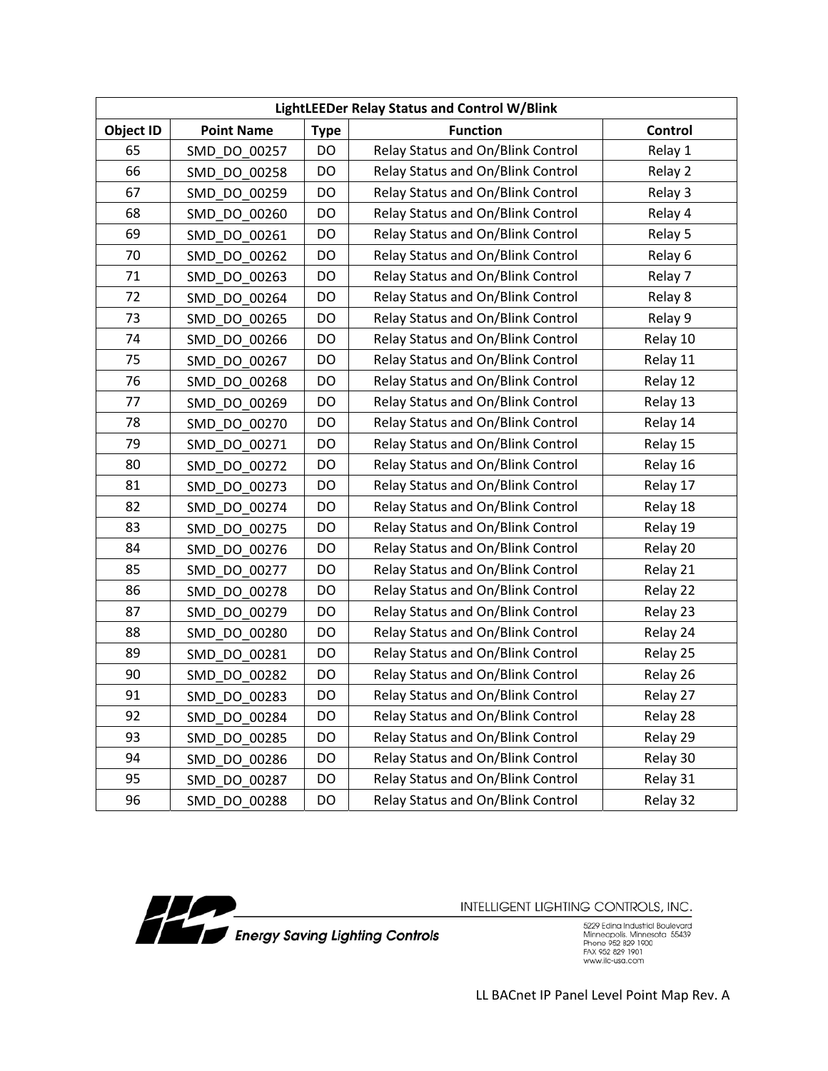| LightLEEDer Relay Status and Control W/Blink | | | | |
|---|---|---|---|---|
| **Object ID** | **Point Name** | **Type** | **Function** | **Control** |
| 65 | SMD_DO_00257 | DO | Relay Status and On/Blink Control | Relay 1 |
| 66 | SMD_DO_00258 | DO | Relay Status and On/Blink Control | Relay 2 |
| 67 | SMD_DO_00259 | DO | Relay Status and On/Blink Control | Relay 3 |
| 68 | SMD_DO_00260 | DO | Relay Status and On/Blink Control | Relay 4 |
| 69 | SMD_DO_00261 | DO | Relay Status and On/Blink Control | Relay 5 |
| 70 | SMD_DO_00262 | DO | Relay Status and On/Blink Control | Relay 6 |
| 71 | SMD_DO_00263 | DO | Relay Status and On/Blink Control | Relay 7 |
| 72 | SMD_DO_00264 | DO | Relay Status and On/Blink Control | Relay 8 |
| 73 | SMD_DO_00265 | DO | Relay Status and On/Blink Control | Relay 9 |
| 74 | SMD_DO_00266 | DO | Relay Status and On/Blink Control | Relay 10 |
| 75 | SMD_DO_00267 | DO | Relay Status and On/Blink Control | Relay 11 |
| 76 | SMD_DO_00268 | DO | Relay Status and On/Blink Control | Relay 12 |
| 77 | SMD_DO_00269 | DO | Relay Status and On/Blink Control | Relay 13 |
| 78 | SMD_DO_00270 | DO | Relay Status and On/Blink Control | Relay 14 |
| 79 | SMD_DO_00271 | DO | Relay Status and On/Blink Control | Relay 15 |
| 80 | SMD_DO_00272 | DO | Relay Status and On/Blink Control | Relay 16 |
| 81 | SMD_DO_00273 | DO | Relay Status and On/Blink Control | Relay 17 |
| 82 | SMD_DO_00274 | DO | Relay Status and On/Blink Control | Relay 18 |
| 83 | SMD_DO_00275 | DO | Relay Status and On/Blink Control | Relay 19 |
| 84 | SMD_DO_00276 | DO | Relay Status and On/Blink Control | Relay 20 |
| 85 | SMD_DO_00277 | DO | Relay Status and On/Blink Control | Relay 21 |
| 86 | SMD_DO_00278 | DO | Relay Status and On/Blink Control | Relay 22 |
| 87 | SMD_DO_00279 | DO | Relay Status and On/Blink Control | Relay 23 |
| 88 | SMD_DO_00280 | DO | Relay Status and On/Blink Control | Relay 24 |
| 89 | SMD_DO_00281 | DO | Relay Status and On/Blink Control | Relay 25 |
| 90 | SMD_DO_00282 | DO | Relay Status and On/Blink Control | Relay 26 |
| 91 | SMD_DO_00283 | DO | Relay Status and On/Blink Control | Relay 27 |
| 92 | SMD_DO_00284 | DO | Relay Status and On/Blink Control | Relay 28 |
| 93 | SMD_DO_00285 | DO | Relay Status and On/Blink Control | Relay 29 |
| 94 | SMD_DO_00286 | DO | Relay Status and On/Blink Control | Relay 30 |
| 95 | SMD_DO_00287 | DO | Relay Status and On/Blink Control | Relay 31 |
| 96 | SMD_DO_00288 | DO | Relay Status and On/Blink Control | Relay 32 |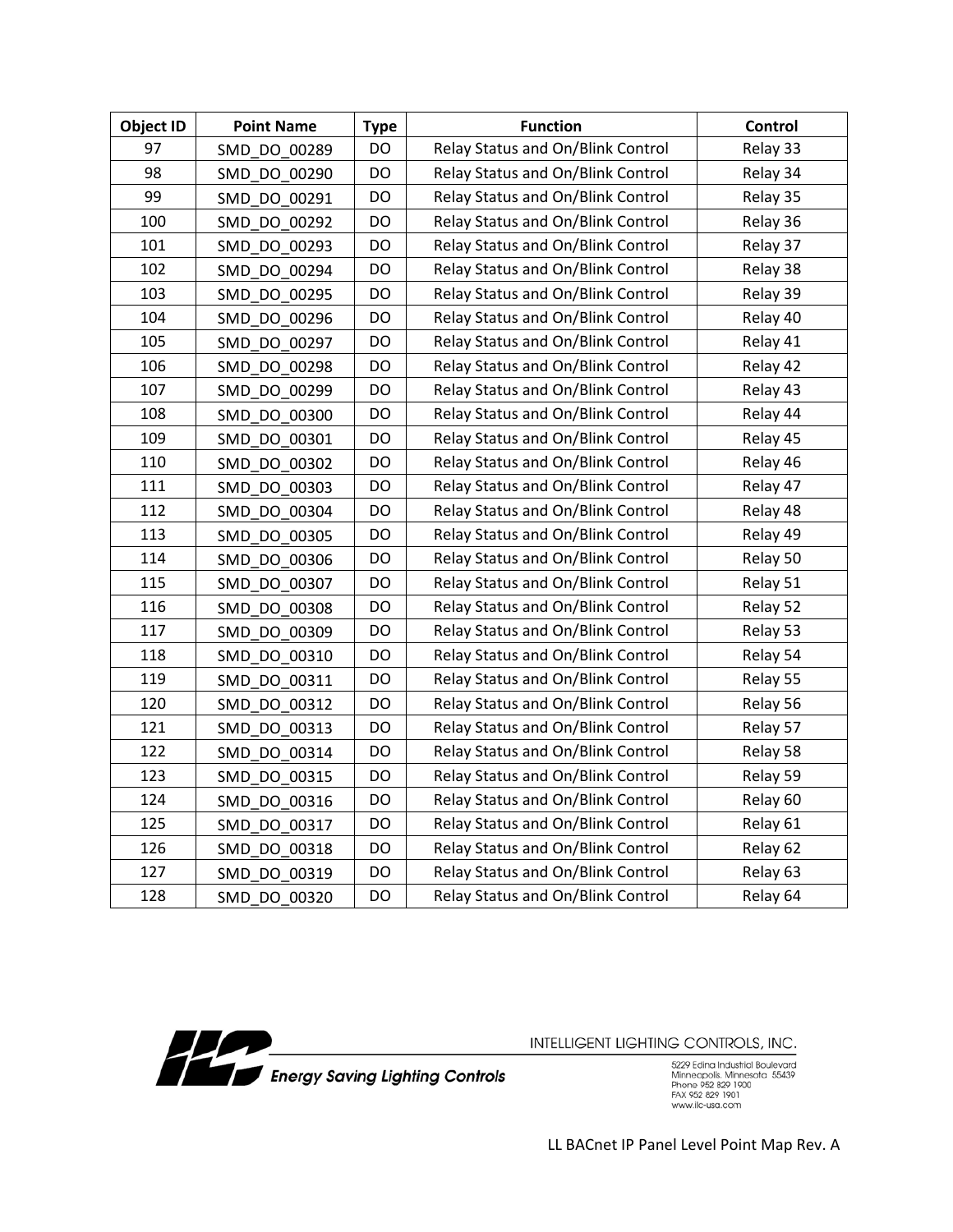| Object ID | Point Name | Type | Function | Control |
|---|---|---|---|---|
| 97 | SMD_DO_00289 | DO | Relay Status and On/Blink Control | Relay 33 |
| 98 | SMD_DO_00290 | DO | Relay Status and On/Blink Control | Relay 34 |
| 99 | SMD_DO_00291 | DO | Relay Status and On/Blink Control | Relay 35 |
| 100 | SMD_DO_00292 | DO | Relay Status and On/Blink Control | Relay 36 |
| 101 | SMD_DO_00293 | DO | Relay Status and On/Blink Control | Relay 37 |
| 102 | SMD_DO_00294 | DO | Relay Status and On/Blink Control | Relay 38 |
| 103 | SMD_DO_00295 | DO | Relay Status and On/Blink Control | Relay 39 |
| 104 | SMD_DO_00296 | DO | Relay Status and On/Blink Control | Relay 40 |
| 105 | SMD_DO_00297 | DO | Relay Status and On/Blink Control | Relay 41 |
| 106 | SMD_DO_00298 | DO | Relay Status and On/Blink Control | Relay 42 |
| 107 | SMD_DO_00299 | DO | Relay Status and On/Blink Control | Relay 43 |
| 108 | SMD_DO_00300 | DO | Relay Status and On/Blink Control | Relay 44 |
| 109 | SMD_DO_00301 | DO | Relay Status and On/Blink Control | Relay 45 |
| 110 | SMD_DO_00302 | DO | Relay Status and On/Blink Control | Relay 46 |
| 111 | SMD_DO_00303 | DO | Relay Status and On/Blink Control | Relay 47 |
| 112 | SMD_DO_00304 | DO | Relay Status and On/Blink Control | Relay 48 |
| 113 | SMD_DO_00305 | DO | Relay Status and On/Blink Control | Relay 49 |
| 114 | SMD_DO_00306 | DO | Relay Status and On/Blink Control | Relay 50 |
| 115 | SMD_DO_00307 | DO | Relay Status and On/Blink Control | Relay 51 |
| 116 | SMD_DO_00308 | DO | Relay Status and On/Blink Control | Relay 52 |
| 117 | SMD_DO_00309 | DO | Relay Status and On/Blink Control | Relay 53 |
| 118 | SMD_DO_00310 | DO | Relay Status and On/Blink Control | Relay 54 |
| 119 | SMD_DO_00311 | DO | Relay Status and On/Blink Control | Relay 55 |
| 120 | SMD_DO_00312 | DO | Relay Status and On/Blink Control | Relay 56 |
| 121 | SMD_DO_00313 | DO | Relay Status and On/Blink Control | Relay 57 |
| 122 | SMD_DO_00314 | DO | Relay Status and On/Blink Control | Relay 58 |
| 123 | SMD_DO_00315 | DO | Relay Status and On/Blink Control | Relay 59 |
| 124 | SMD_DO_00316 | DO | Relay Status and On/Blink Control | Relay 60 |
| 125 | SMD_DO_00317 | DO | Relay Status and On/Blink Control | Relay 61 |
| 126 | SMD_DO_00318 | DO | Relay Status and On/Blink Control | Relay 62 |
| 127 | SMD_DO_00319 | DO | Relay Status and On/Blink Control | Relay 63 |
| 128 | SMD_DO_00320 | DO | Relay Status and On/Blink Control | Relay 64 |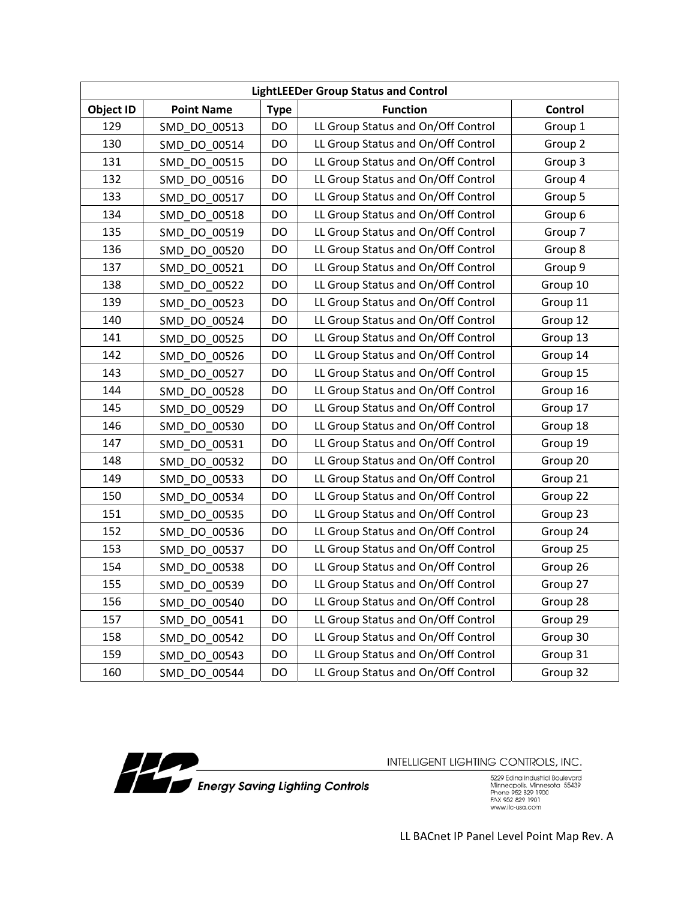| LightLEEDer Group Status and Control | | | | |
|---|---|---|---|---|
| **Object ID** | **Point Name** | **Type** | **Function** | **Control** |
| 129 | SMD_DO_00513 | DO | LL Group Status and On/Off Control | Group 1 |
| 130 | SMD_DO_00514 | DO | LL Group Status and On/Off Control | Group 2 |
| 131 | SMD_DO_00515 | DO | LL Group Status and On/Off Control | Group 3 |
| 132 | SMD_DO_00516 | DO | LL Group Status and On/Off Control | Group 4 |
| 133 | SMD_DO_00517 | DO | LL Group Status and On/Off Control | Group 5 |
| 134 | SMD_DO_00518 | DO | LL Group Status and On/Off Control | Group 6 |
| 135 | SMD_DO_00519 | DO | LL Group Status and On/Off Control | Group 7 |
| 136 | SMD_DO_00520 | DO | LL Group Status and On/Off Control | Group 8 |
| 137 | SMD_DO_00521 | DO | LL Group Status and On/Off Control | Group 9 |
| 138 | SMD_DO_00522 | DO | LL Group Status and On/Off Control | Group 10 |
| 139 | SMD_DO_00523 | DO | LL Group Status and On/Off Control | Group 11 |
| 140 | SMD_DO_00524 | DO | LL Group Status and On/Off Control | Group 12 |
| 141 | SMD_DO_00525 | DO | LL Group Status and On/Off Control | Group 13 |
| 142 | SMD_DO_00526 | DO | LL Group Status and On/Off Control | Group 14 |
| 143 | SMD_DO_00527 | DO | LL Group Status and On/Off Control | Group 15 |
| 144 | SMD_DO_00528 | DO | LL Group Status and On/Off Control | Group 16 |
| 145 | SMD_DO_00529 | DO | LL Group Status and On/Off Control | Group 17 |
| 146 | SMD_DO_00530 | DO | LL Group Status and On/Off Control | Group 18 |
| 147 | SMD_DO_00531 | DO | LL Group Status and On/Off Control | Group 19 |
| 148 | SMD_DO_00532 | DO | LL Group Status and On/Off Control | Group 20 |
| 149 | SMD_DO_00533 | DO | LL Group Status and On/Off Control | Group 21 |
| 150 | SMD_DO_00534 | DO | LL Group Status and On/Off Control | Group 22 |
| 151 | SMD_DO_00535 | DO | LL Group Status and On/Off Control | Group 23 |
| 152 | SMD_DO_00536 | DO | LL Group Status and On/Off Control | Group 24 |
| 153 | SMD_DO_00537 | DO | LL Group Status and On/Off Control | Group 25 |
| 154 | SMD_DO_00538 | DO | LL Group Status and On/Off Control | Group 26 |
| 155 | SMD_DO_00539 | DO | LL Group Status and On/Off Control | Group 27 |
| 156 | SMD_DO_00540 | DO | LL Group Status and On/Off Control | Group 28 |
| 157 | SMD_DO_00541 | DO | LL Group Status and On/Off Control | Group 29 |
| 158 | SMD_DO_00542 | DO | LL Group Status and On/Off Control | Group 30 |
| 159 | SMD_DO_00543 | DO | LL Group Status and On/Off Control | Group 31 |
| 160 | SMD_DO_00544 | DO | LL Group Status and On/Off Control | Group 32 |

ILC *Energy Saving Lighting Controls*

INTELLIGENT LIGHTING CONTROLS, INC.

5229 Edina Industrial Boulevard
Minneapolis, Minnesota 55439
Phone 952 829 1900
FAX 952 829 1901
www.ilc-usa.com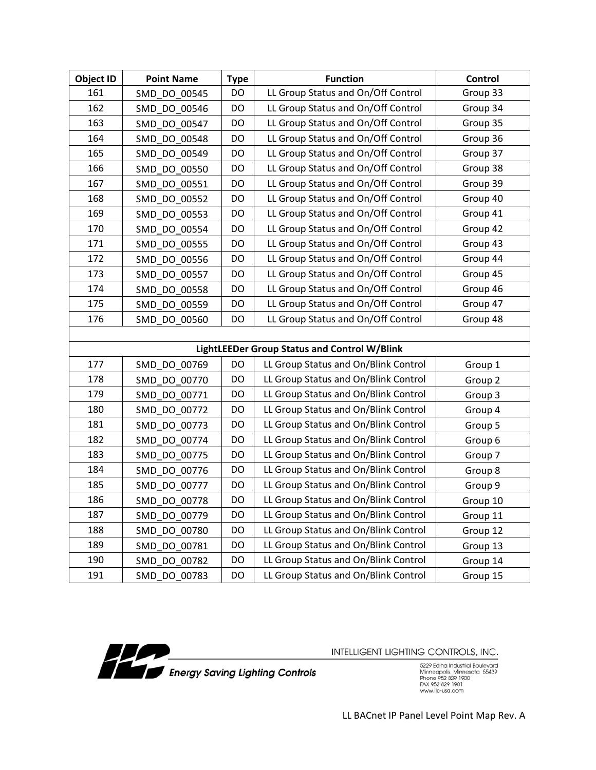| Object ID | Point Name | Type | Function | Control |
|---|---|---|---|---|
| 161 | SMD_DO_00545 | DO | LL Group Status and On/Off Control | Group 33 |
| 162 | SMD_DO_00546 | DO | LL Group Status and On/Off Control | Group 34 |
| 163 | SMD_DO_00547 | DO | LL Group Status and On/Off Control | Group 35 |
| 164 | SMD_DO_00548 | DO | LL Group Status and On/Off Control | Group 36 |
| 165 | SMD_DO_00549 | DO | LL Group Status and On/Off Control | Group 37 |
| 166 | SMD_DO_00550 | DO | LL Group Status and On/Off Control | Group 38 |
| 167 | SMD_DO_00551 | DO | LL Group Status and On/Off Control | Group 39 |
| 168 | SMD_DO_00552 | DO | LL Group Status and On/Off Control | Group 40 |
| 169 | SMD_DO_00553 | DO | LL Group Status and On/Off Control | Group 41 |
| 170 | SMD_DO_00554 | DO | LL Group Status and On/Off Control | Group 42 |
| 171 | SMD_DO_00555 | DO | LL Group Status and On/Off Control | Group 43 |
| 172 | SMD_DO_00556 | DO | LL Group Status and On/Off Control | Group 44 |
| 173 | SMD_DO_00557 | DO | LL Group Status and On/Off Control | Group 45 |
| 174 | SMD_DO_00558 | DO | LL Group Status and On/Off Control | Group 46 |
| 175 | SMD_DO_00559 | DO | LL Group Status and On/Off Control | Group 47 |
| 176 | SMD_DO_00560 | DO | LL Group Status and On/Off Control | Group 48 |
| | | | | |
| **LightLEEDer Group Status and Control W/Blink** | | | | |
| 177 | SMD_DO_00769 | DO | LL Group Status and On/Blink Control | Group 1 |
| 178 | SMD_DO_00770 | DO | LL Group Status and On/Blink Control | Group 2 |
| 179 | SMD_DO_00771 | DO | LL Group Status and On/Blink Control | Group 3 |
| 180 | SMD_DO_00772 | DO | LL Group Status and On/Blink Control | Group 4 |
| 181 | SMD_DO_00773 | DO | LL Group Status and On/Blink Control | Group 5 |
| 182 | SMD_DO_00774 | DO | LL Group Status and On/Blink Control | Group 6 |
| 183 | SMD_DO_00775 | DO | LL Group Status and On/Blink Control | Group 7 |
| 184 | SMD_DO_00776 | DO | LL Group Status and On/Blink Control | Group 8 |
| 185 | SMD_DO_00777 | DO | LL Group Status and On/Blink Control | Group 9 |
| 186 | SMD_DO_00778 | DO | LL Group Status and On/Blink Control | Group 10 |
| 187 | SMD_DO_00779 | DO | LL Group Status and On/Blink Control | Group 11 |
| 188 | SMD_DO_00780 | DO | LL Group Status and On/Blink Control | Group 12 |
| 189 | SMD_DO_00781 | DO | LL Group Status and On/Blink Control | Group 13 |
| 190 | SMD_DO_00782 | DO | LL Group Status and On/Blink Control | Group 14 |
| 191 | SMD_DO_00783 | DO | LL Group Status and On/Blink Control | Group 15 |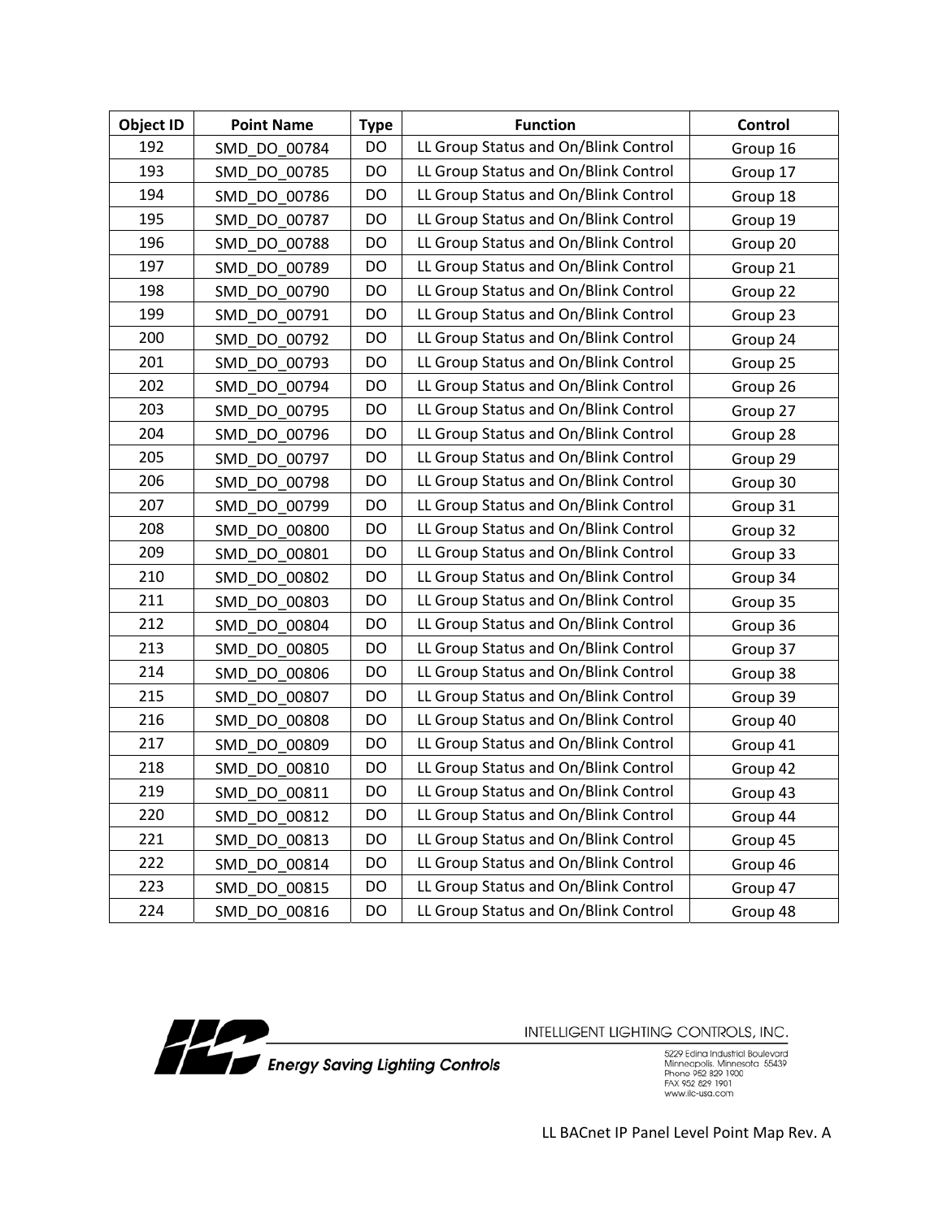| Object ID | Point Name | Type | Function | Control |
|---|---|---|---|---|
| 192 | SMD_DO_00784 | DO | LL Group Status and On/Blink Control | Group 16 |
| 193 | SMD_DO_00785 | DO | LL Group Status and On/Blink Control | Group 17 |
| 194 | SMD_DO_00786 | DO | LL Group Status and On/Blink Control | Group 18 |
| 195 | SMD_DO_00787 | DO | LL Group Status and On/Blink Control | Group 19 |
| 196 | SMD_DO_00788 | DO | LL Group Status and On/Blink Control | Group 20 |
| 197 | SMD_DO_00789 | DO | LL Group Status and On/Blink Control | Group 21 |
| 198 | SMD_DO_00790 | DO | LL Group Status and On/Blink Control | Group 22 |
| 199 | SMD_DO_00791 | DO | LL Group Status and On/Blink Control | Group 23 |
| 200 | SMD_DO_00792 | DO | LL Group Status and On/Blink Control | Group 24 |
| 201 | SMD_DO_00793 | DO | LL Group Status and On/Blink Control | Group 25 |
| 202 | SMD_DO_00794 | DO | LL Group Status and On/Blink Control | Group 26 |
| 203 | SMD_DO_00795 | DO | LL Group Status and On/Blink Control | Group 27 |
| 204 | SMD_DO_00796 | DO | LL Group Status and On/Blink Control | Group 28 |
| 205 | SMD_DO_00797 | DO | LL Group Status and On/Blink Control | Group 29 |
| 206 | SMD_DO_00798 | DO | LL Group Status and On/Blink Control | Group 30 |
| 207 | SMD_DO_00799 | DO | LL Group Status and On/Blink Control | Group 31 |
| 208 | SMD_DO_00800 | DO | LL Group Status and On/Blink Control | Group 32 |
| 209 | SMD_DO_00801 | DO | LL Group Status and On/Blink Control | Group 33 |
| 210 | SMD_DO_00802 | DO | LL Group Status and On/Blink Control | Group 34 |
| 211 | SMD_DO_00803 | DO | LL Group Status and On/Blink Control | Group 35 |
| 212 | SMD_DO_00804 | DO | LL Group Status and On/Blink Control | Group 36 |
| 213 | SMD_DO_00805 | DO | LL Group Status and On/Blink Control | Group 37 |
| 214 | SMD_DO_00806 | DO | LL Group Status and On/Blink Control | Group 38 |
| 215 | SMD_DO_00807 | DO | LL Group Status and On/Blink Control | Group 39 |
| 216 | SMD_DO_00808 | DO | LL Group Status and On/Blink Control | Group 40 |
| 217 | SMD_DO_00809 | DO | LL Group Status and On/Blink Control | Group 41 |
| 218 | SMD_DO_00810 | DO | LL Group Status and On/Blink Control | Group 42 |
| 219 | SMD_DO_00811 | DO | LL Group Status and On/Blink Control | Group 43 |
| 220 | SMD_DO_00812 | DO | LL Group Status and On/Blink Control | Group 44 |
| 221 | SMD_DO_00813 | DO | LL Group Status and On/Blink Control | Group 45 |
| 222 | SMD_DO_00814 | DO | LL Group Status and On/Blink Control | Group 46 |
| 223 | SMD_DO_00815 | DO | LL Group Status and On/Blink Control | Group 47 |
| 224 | SMD_DO_00816 | DO | LL Group Status and On/Blink Control | Group 48 |

ILC Energy Saving Lighting Controls

INTELLIGENT LIGHTING CONTROLS, INC.
5229 Edina Industrial Boulevard
Minneapolis, Minnesota 55439
Phone 952 829 1900
FAX 952 829 1901
www.ilc-usa.com

LL BACnet IP Panel Level Point Map Rev. A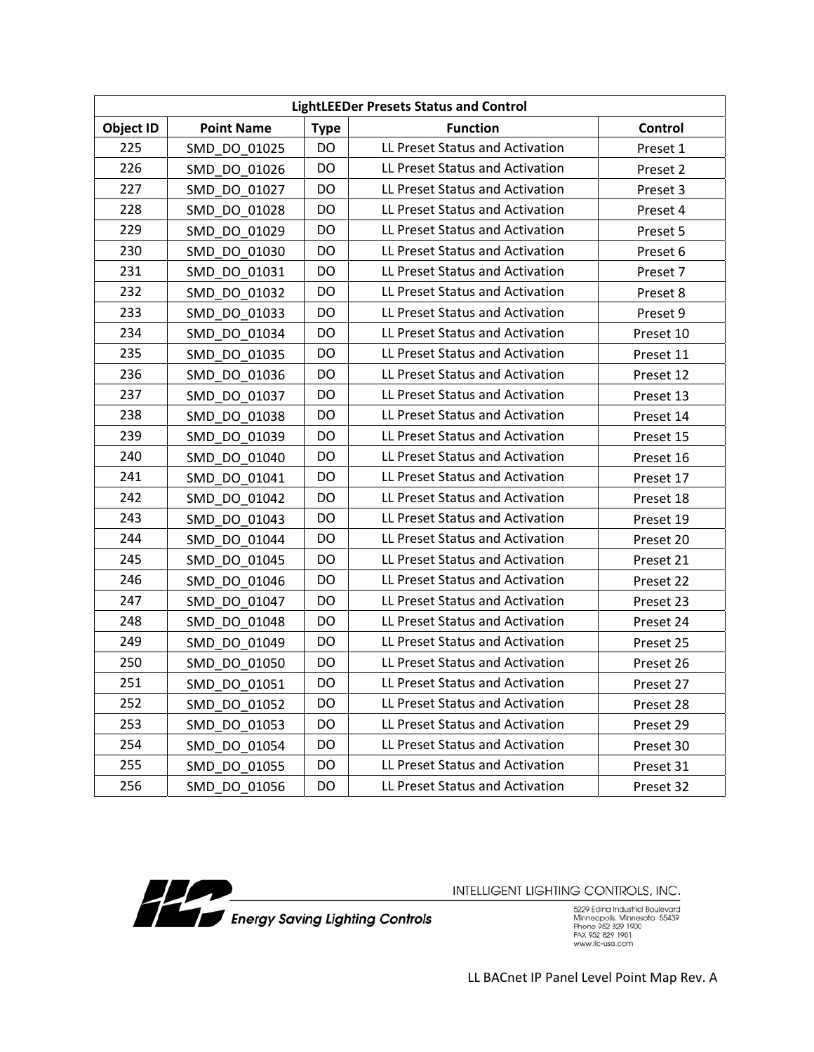| LightLEEDer Presets Status and Control | | | | |
|---|---|---|---|---|
| **Object ID** | **Point Name** | **Type** | **Function** | **Control** |
| 225 | SMD_DO_01025 | DO | LL Preset Status and Activation | Preset 1 |
| 226 | SMD_DO_01026 | DO | LL Preset Status and Activation | Preset 2 |
| 227 | SMD_DO_01027 | DO | LL Preset Status and Activation | Preset 3 |
| 228 | SMD_DO_01028 | DO | LL Preset Status and Activation | Preset 4 |
| 229 | SMD_DO_01029 | DO | LL Preset Status and Activation | Preset 5 |
| 230 | SMD_DO_01030 | DO | LL Preset Status and Activation | Preset 6 |
| 231 | SMD_DO_01031 | DO | LL Preset Status and Activation | Preset 7 |
| 232 | SMD_DO_01032 | DO | LL Preset Status and Activation | Preset 8 |
| 233 | SMD_DO_01033 | DO | LL Preset Status and Activation | Preset 9 |
| 234 | SMD_DO_01034 | DO | LL Preset Status and Activation | Preset 10 |
| 235 | SMD_DO_01035 | DO | LL Preset Status and Activation | Preset 11 |
| 236 | SMD_DO_01036 | DO | LL Preset Status and Activation | Preset 12 |
| 237 | SMD_DO_01037 | DO | LL Preset Status and Activation | Preset 13 |
| 238 | SMD_DO_01038 | DO | LL Preset Status and Activation | Preset 14 |
| 239 | SMD_DO_01039 | DO | LL Preset Status and Activation | Preset 15 |
| 240 | SMD_DO_01040 | DO | LL Preset Status and Activation | Preset 16 |
| 241 | SMD_DO_01041 | DO | LL Preset Status and Activation | Preset 17 |
| 242 | SMD_DO_01042 | DO | LL Preset Status and Activation | Preset 18 |
| 243 | SMD_DO_01043 | DO | LL Preset Status and Activation | Preset 19 |
| 244 | SMD_DO_01044 | DO | LL Preset Status and Activation | Preset 20 |
| 245 | SMD_DO_01045 | DO | LL Preset Status and Activation | Preset 21 |
| 246 | SMD_DO_01046 | DO | LL Preset Status and Activation | Preset 22 |
| 247 | SMD_DO_01047 | DO | LL Preset Status and Activation | Preset 23 |
| 248 | SMD_DO_01048 | DO | LL Preset Status and Activation | Preset 24 |
| 249 | SMD_DO_01049 | DO | LL Preset Status and Activation | Preset 25 |
| 250 | SMD_DO_01050 | DO | LL Preset Status and Activation | Preset 26 |
| 251 | SMD_DO_01051 | DO | LL Preset Status and Activation | Preset 27 |
| 252 | SMD_DO_01052 | DO | LL Preset Status and Activation | Preset 28 |
| 253 | SMD_DO_01053 | DO | LL Preset Status and Activation | Preset 29 |
| 254 | SMD_DO_01054 | DO | LL Preset Status and Activation | Preset 30 |
| 255 | SMD_DO_01055 | DO | LL Preset Status and Activation | Preset 31 |
| 256 | SMD_DO_01056 | DO | LL Preset Status and Activation | Preset 32 |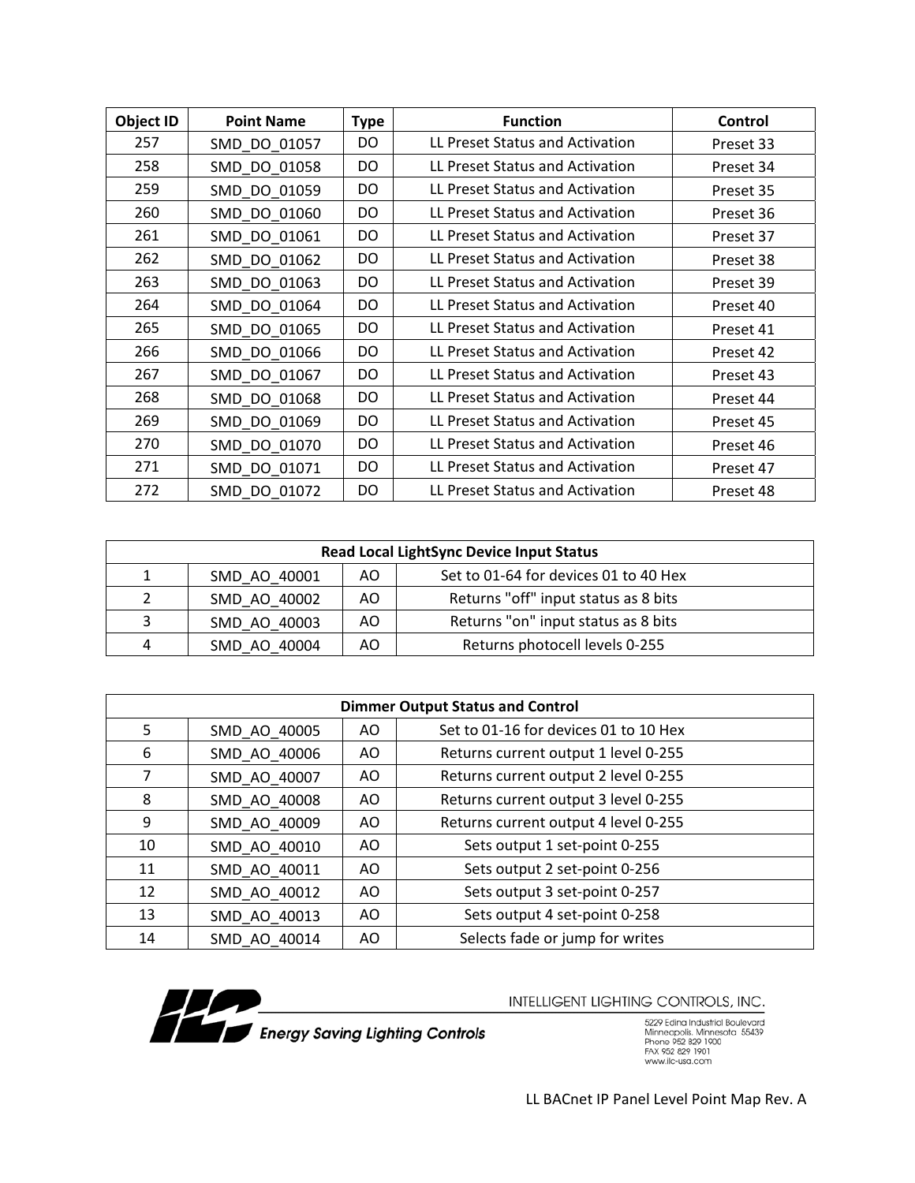| Object ID | Point Name | Type | Function | Control |
|---|---|---|---|---|
| 257 | SMD_DO_01057 | DO | LL Preset Status and Activation | Preset 33 |
| 258 | SMD_DO_01058 | DO | LL Preset Status and Activation | Preset 34 |
| 259 | SMD_DO_01059 | DO | LL Preset Status and Activation | Preset 35 |
| 260 | SMD_DO_01060 | DO | LL Preset Status and Activation | Preset 36 |
| 261 | SMD_DO_01061 | DO | LL Preset Status and Activation | Preset 37 |
| 262 | SMD_DO_01062 | DO | LL Preset Status and Activation | Preset 38 |
| 263 | SMD_DO_01063 | DO | LL Preset Status and Activation | Preset 39 |
| 264 | SMD_DO_01064 | DO | LL Preset Status and Activation | Preset 40 |
| 265 | SMD_DO_01065 | DO | LL Preset Status and Activation | Preset 41 |
| 266 | SMD_DO_01066 | DO | LL Preset Status and Activation | Preset 42 |
| 267 | SMD_DO_01067 | DO | LL Preset Status and Activation | Preset 43 |
| 268 | SMD_DO_01068 | DO | LL Preset Status and Activation | Preset 44 |
| 269 | SMD_DO_01069 | DO | LL Preset Status and Activation | Preset 45 |
| 270 | SMD_DO_01070 | DO | LL Preset Status and Activation | Preset 46 |
| 271 | SMD_DO_01071 | DO | LL Preset Status and Activation | Preset 47 |
| 272 | SMD_DO_01072 | DO | LL Preset Status and Activation | Preset 48 |

| Read Local LightSync Device Input Status | | | |
|---|---|---|---|
| 1 | SMD_AO_40001 | AO | Set to 01-64 for devices 01 to 40 Hex |
| 2 | SMD_AO_40002 | AO | Returns "off" input status as 8 bits |
| 3 | SMD_AO_40003 | AO | Returns "on" input status as 8 bits |
| 4 | SMD_AO_40004 | AO | Returns photocell levels 0-255 |

| Dimmer Output Status and Control | | | |
|---|---|---|---|
| 5 | SMD_AO_40005 | AO | Set to 01-16 for devices 01 to 10 Hex |
| 6 | SMD_AO_40006 | AO | Returns current output 1 level 0-255 |
| 7 | SMD_AO_40007 | AO | Returns current output 2 level 0-255 |
| 8 | SMD_AO_40008 | AO | Returns current output 3 level 0-255 |
| 9 | SMD_AO_40009 | AO | Returns current output 4 level 0-255 |
| 10 | SMD_AO_40010 | AO | Sets output 1 set-point 0-255 |
| 11 | SMD_AO_40011 | AO | Sets output 2 set-point 0-256 |
| 12 | SMD_AO_40012 | AO | Sets output 3 set-point 0-257 |
| 13 | SMD_AO_40013 | AO | Sets output 4 set-point 0-258 |
| 14 | SMD_AO_40014 | AO | Selects fade or jump for writes |

ILC *Energy Saving Lighting Controls*

INTELLIGENT LIGHTING CONTROLS, INC.
5229 Edina Industrial Boulevard
Minneapolis, Minnesota 55439
Phone 952 829 1900
FAX 952 829 1901
www.ilc-usa.com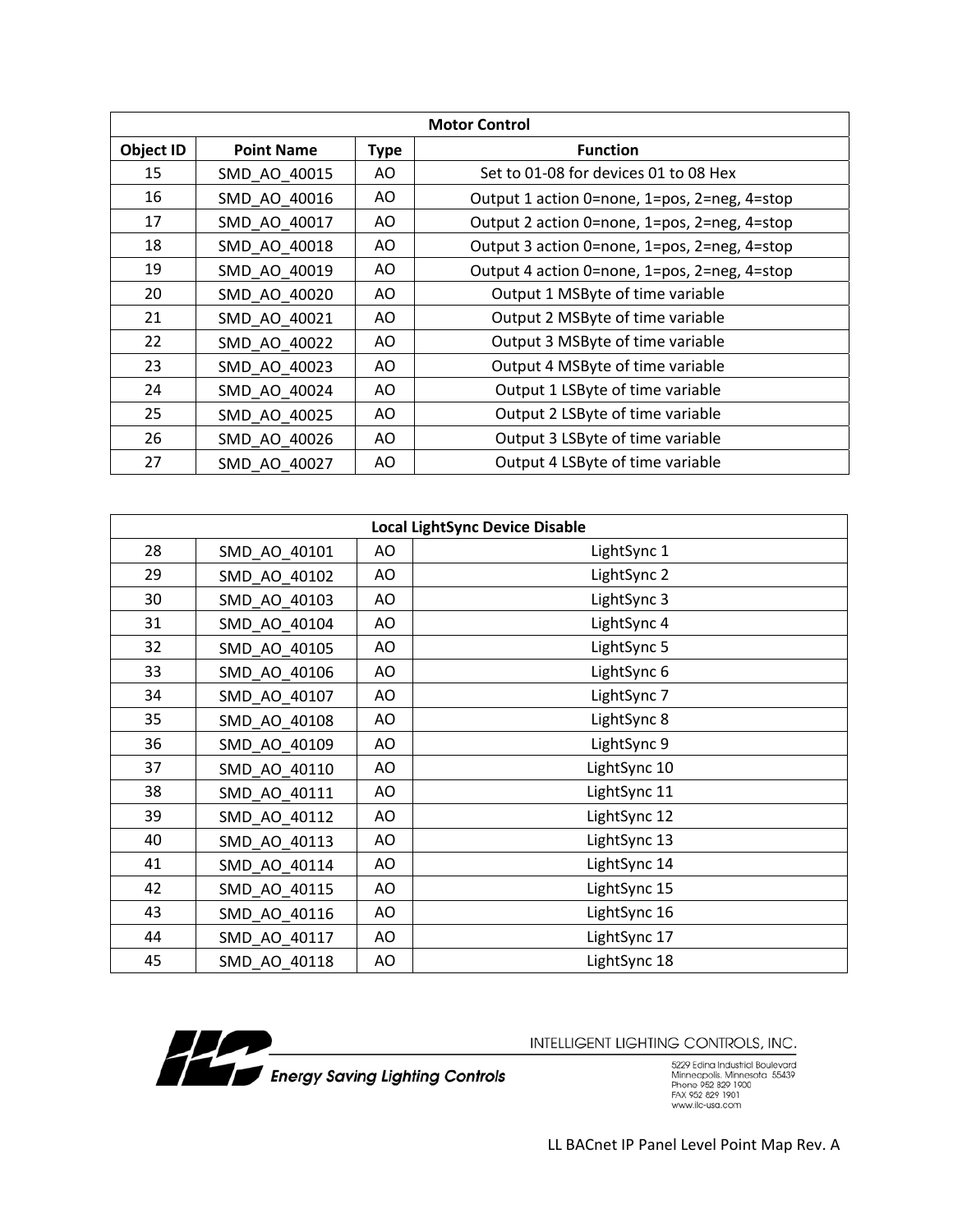| Motor Control | | | |
| --- | --- | --- | --- |
| Object ID | Point Name | Type | Function |
| 15 | SMD_AO_40015 | AO | Set to 01-08 for devices 01 to 08 Hex |
| 16 | SMD_AO_40016 | AO | Output 1 action 0=none, 1=pos, 2=neg, 4=stop |
| 17 | SMD_AO_40017 | AO | Output 2 action 0=none, 1=pos, 2=neg, 4=stop |
| 18 | SMD_AO_40018 | AO | Output 3 action 0=none, 1=pos, 2=neg, 4=stop |
| 19 | SMD_AO_40019 | AO | Output 4 action 0=none, 1=pos, 2=neg, 4=stop |
| 20 | SMD_AO_40020 | AO | Output 1 MSByte of time variable |
| 21 | SMD_AO_40021 | AO | Output 2 MSByte of time variable |
| 22 | SMD_AO_40022 | AO | Output 3 MSByte of time variable |
| 23 | SMD_AO_40023 | AO | Output 4 MSByte of time variable |
| 24 | SMD_AO_40024 | AO | Output 1 LSByte of time variable |
| 25 | SMD_AO_40025 | AO | Output 2 LSByte of time variable |
| 26 | SMD_AO_40026 | AO | Output 3 LSByte of time variable |
| 27 | SMD_AO_40027 | AO | Output 4 LSByte of time variable |

| Local LightSync Device Disable | | | |
| --- | --- | --- | --- |
| 28 | SMD_AO_40101 | AO | LightSync 1 |
| 29 | SMD_AO_40102 | AO | LightSync 2 |
| 30 | SMD_AO_40103 | AO | LightSync 3 |
| 31 | SMD_AO_40104 | AO | LightSync 4 |
| 32 | SMD_AO_40105 | AO | LightSync 5 |
| 33 | SMD_AO_40106 | AO | LightSync 6 |
| 34 | SMD_AO_40107 | AO | LightSync 7 |
| 35 | SMD_AO_40108 | AO | LightSync 8 |
| 36 | SMD_AO_40109 | AO | LightSync 9 |
| 37 | SMD_AO_40110 | AO | LightSync 10 |
| 38 | SMD_AO_40111 | AO | LightSync 11 |
| 39 | SMD_AO_40112 | AO | LightSync 12 |
| 40 | SMD_AO_40113 | AO | LightSync 13 |
| 41 | SMD_AO_40114 | AO | LightSync 14 |
| 42 | SMD_AO_40115 | AO | LightSync 15 |
| 43 | SMD_AO_40116 | AO | LightSync 16 |
| 44 | SMD_AO_40117 | AO | LightSync 17 |
| 45 | SMD_AO_40118 | AO | LightSync 18 |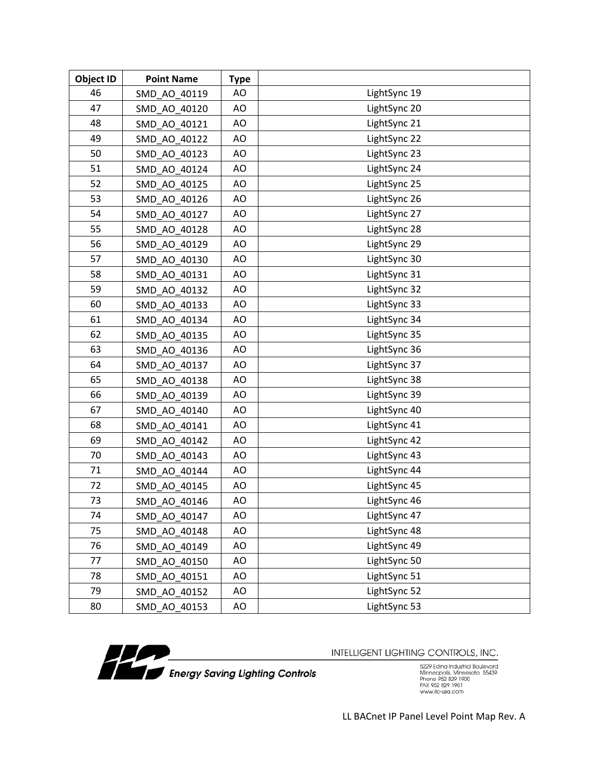| Object ID | Point Name | Type | |
|---|---|---|---|
| 46 | SMD_AO_40119 | AO | LightSync 19 |
| 47 | SMD_AO_40120 | AO | LightSync 20 |
| 48 | SMD_AO_40121 | AO | LightSync 21 |
| 49 | SMD_AO_40122 | AO | LightSync 22 |
| 50 | SMD_AO_40123 | AO | LightSync 23 |
| 51 | SMD_AO_40124 | AO | LightSync 24 |
| 52 | SMD_AO_40125 | AO | LightSync 25 |
| 53 | SMD_AO_40126 | AO | LightSync 26 |
| 54 | SMD_AO_40127 | AO | LightSync 27 |
| 55 | SMD_AO_40128 | AO | LightSync 28 |
| 56 | SMD_AO_40129 | AO | LightSync 29 |
| 57 | SMD_AO_40130 | AO | LightSync 30 |
| 58 | SMD_AO_40131 | AO | LightSync 31 |
| 59 | SMD_AO_40132 | AO | LightSync 32 |
| 60 | SMD_AO_40133 | AO | LightSync 33 |
| 61 | SMD_AO_40134 | AO | LightSync 34 |
| 62 | SMD_AO_40135 | AO | LightSync 35 |
| 63 | SMD_AO_40136 | AO | LightSync 36 |
| 64 | SMD_AO_40137 | AO | LightSync 37 |
| 65 | SMD_AO_40138 | AO | LightSync 38 |
| 66 | SMD_AO_40139 | AO | LightSync 39 |
| 67 | SMD_AO_40140 | AO | LightSync 40 |
| 68 | SMD_AO_40141 | AO | LightSync 41 |
| 69 | SMD_AO_40142 | AO | LightSync 42 |
| 70 | SMD_AO_40143 | AO | LightSync 43 |
| 71 | SMD_AO_40144 | AO | LightSync 44 |
| 72 | SMD_AO_40145 | AO | LightSync 45 |
| 73 | SMD_AO_40146 | AO | LightSync 46 |
| 74 | SMD_AO_40147 | AO | LightSync 47 |
| 75 | SMD_AO_40148 | AO | LightSync 48 |
| 76 | SMD_AO_40149 | AO | LightSync 49 |
| 77 | SMD_AO_40150 | AO | LightSync 50 |
| 78 | SMD_AO_40151 | AO | LightSync 51 |
| 79 | SMD_AO_40152 | AO | LightSync 52 |
| 80 | SMD_AO_40153 | AO | LightSync 53 |

ILC *Energy Saving Lighting Controls*

INTELLIGENT LIGHTING CONTROLS, INC.
5229 Edina Industrial Boulevard
Minneapolis, Minnesota 55439
Phone 952 829 1900
FAX 952 829 1901
www.ilc-usa.com

LL BACnet IP Panel Level Point Map Rev. A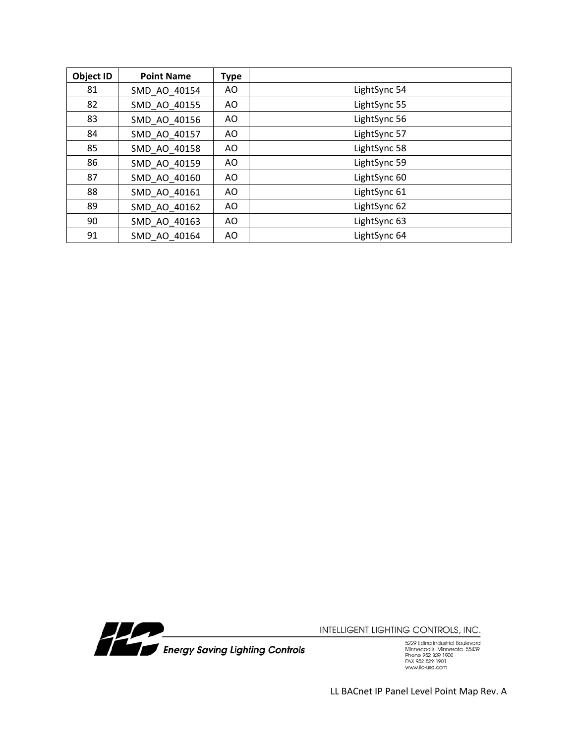| Object ID | Point Name | Type | |
|---|---|---|---|
| 81 | SMD_AO_40154 | AO | LightSync 54 |
| 82 | SMD_AO_40155 | AO | LightSync 55 |
| 83 | SMD_AO_40156 | AO | LightSync 56 |
| 84 | SMD_AO_40157 | AO | LightSync 57 |
| 85 | SMD_AO_40158 | AO | LightSync 58 |
| 86 | SMD_AO_40159 | AO | LightSync 59 |
| 87 | SMD_AO_40160 | AO | LightSync 60 |
| 88 | SMD_AO_40161 | AO | LightSync 61 |
| 89 | SMD_AO_40162 | AO | LightSync 62 |
| 90 | SMD_AO_40163 | AO | LightSync 63 |
| 91 | SMD_AO_40164 | AO | LightSync 64 |